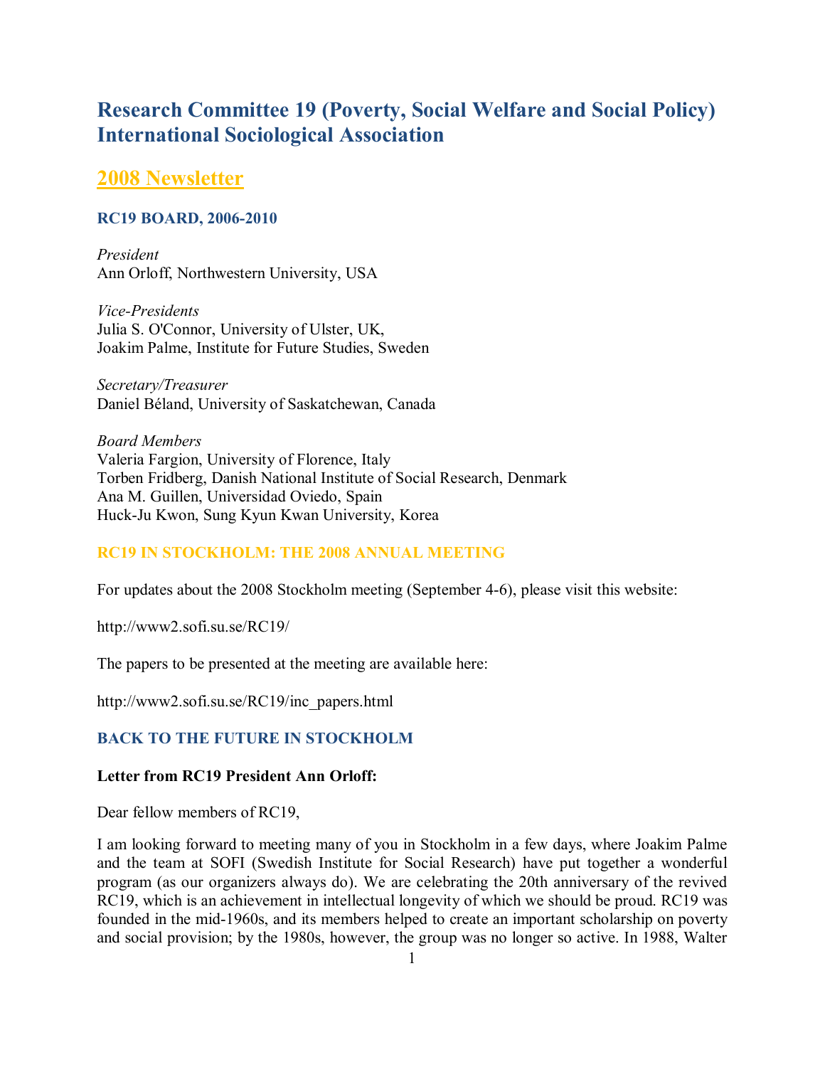# Research Committee 19 (Poverty, Social Welfare and Social Policy) International Sociological Association

## 2008 Newsletter

### RC19 BOARD, 2006-2010

*President*
Ann Orloff, Northwestern University, USA

*Vice-Presidents*
Julia S. O'Connor, University of Ulster, UK,
Joakim Palme, Institute for Future Studies, Sweden

*Secretary/Treasurer*
Daniel Béland, University of Saskatchewan, Canada

*Board Members*
Valeria Fargion, University of Florence, Italy
Torben Fridberg, Danish National Institute of Social Research, Denmark
Ana M. Guillen, Universidad Oviedo, Spain
Huck-Ju Kwon, Sung Kyun Kwan University, Korea

### RC19 IN STOCKHOLM: THE 2008 ANNUAL MEETING

For updates about the 2008 Stockholm meeting (September 4-6), please visit this website:

http://www2.sofi.su.se/RC19/

The papers to be presented at the meeting are available here:

http://www2.sofi.su.se/RC19/inc_papers.html

### BACK TO THE FUTURE IN STOCKHOLM

**Letter from RC19 President Ann Orloff:**

Dear fellow members of RC19,

I am looking forward to meeting many of you in Stockholm in a few days, where Joakim Palme and the team at SOFI (Swedish Institute for Social Research) have put together a wonderful program (as our organizers always do). We are celebrating the 20th anniversary of the revived RC19, which is an achievement in intellectual longevity of which we should be proud. RC19 was founded in the mid-1960s, and its members helped to create an important scholarship on poverty and social provision; by the 1980s, however, the group was no longer so active. In 1988, Walter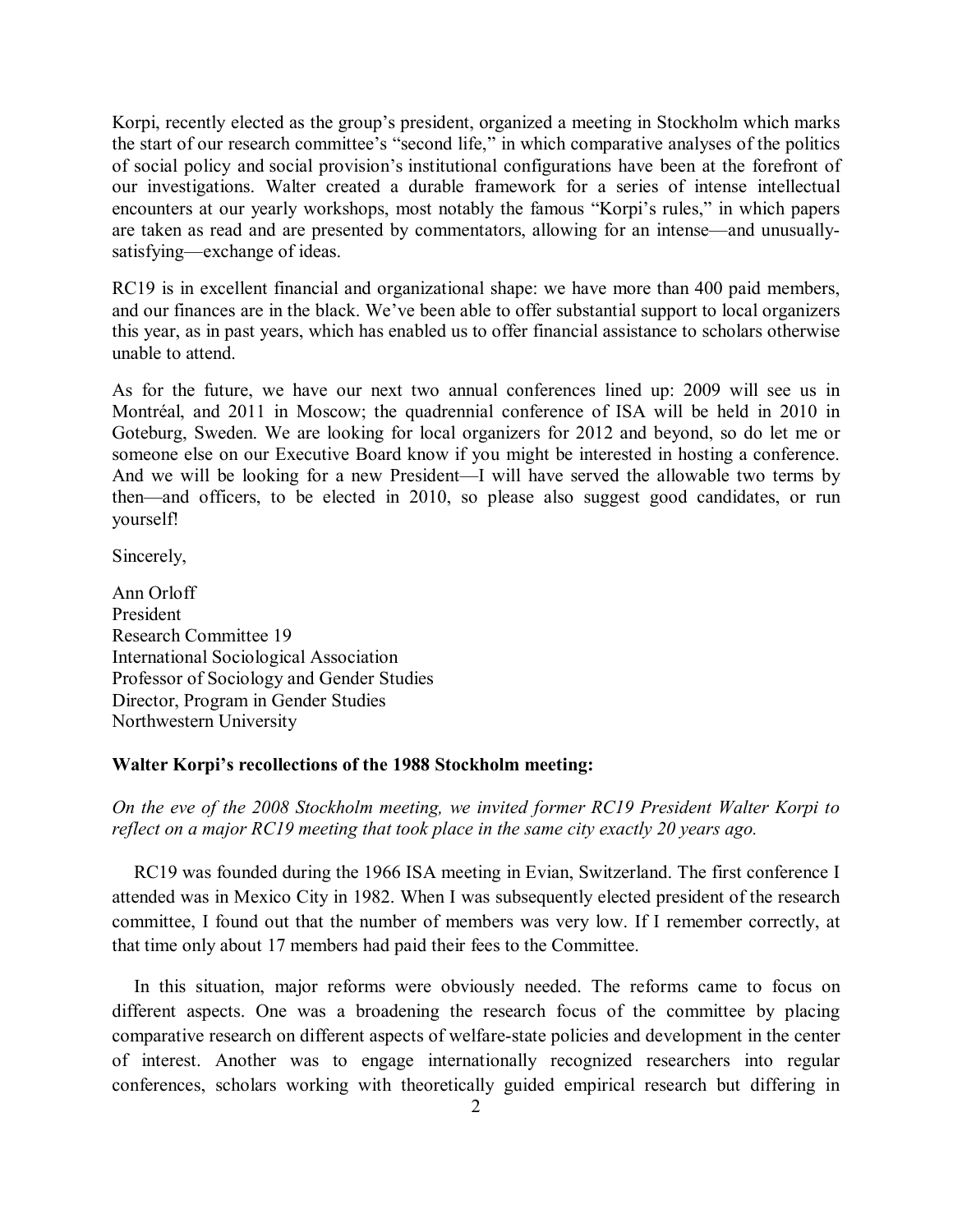Korpi, recently elected as the group's president, organized a meeting in Stockholm which marks the start of our research committee's "second life," in which comparative analyses of the politics of social policy and social provision's institutional configurations have been at the forefront of our investigations. Walter created a durable framework for a series of intense intellectual encounters at our yearly workshops, most notably the famous "Korpi's rules," in which papers are taken as read and are presented by commentators, allowing for an intense—and unusually-satisfying—exchange of ideas.

RC19 is in excellent financial and organizational shape: we have more than 400 paid members, and our finances are in the black. We've been able to offer substantial support to local organizers this year, as in past years, which has enabled us to offer financial assistance to scholars otherwise unable to attend.

As for the future, we have our next two annual conferences lined up: 2009 will see us in Montréal, and 2011 in Moscow; the quadrennial conference of ISA will be held in 2010 in Goteburg, Sweden. We are looking for local organizers for 2012 and beyond, so do let me or someone else on our Executive Board know if you might be interested in hosting a conference. And we will be looking for a new President—I will have served the allowable two terms by then—and officers, to be elected in 2010, so please also suggest good candidates, or run yourself!

Sincerely,

Ann Orloff
President
Research Committee 19
International Sociological Association
Professor of Sociology and Gender Studies
Director, Program in Gender Studies
Northwestern University

**Walter Korpi's recollections of the 1988 Stockholm meeting:**

*On the eve of the 2008 Stockholm meeting, we invited former RC19 President Walter Korpi to reflect on a major RC19 meeting that took place in the same city exactly 20 years ago.*

RC19 was founded during the 1966 ISA meeting in Evian, Switzerland. The first conference I attended was in Mexico City in 1982. When I was subsequently elected president of the research committee, I found out that the number of members was very low. If I remember correctly, at that time only about 17 members had paid their fees to the Committee.

In this situation, major reforms were obviously needed. The reforms came to focus on different aspects. One was a broadening the research focus of the committee by placing comparative research on different aspects of welfare-state policies and development in the center of interest. Another was to engage internationally recognized researchers into regular conferences, scholars working with theoretically guided empirical research but differing in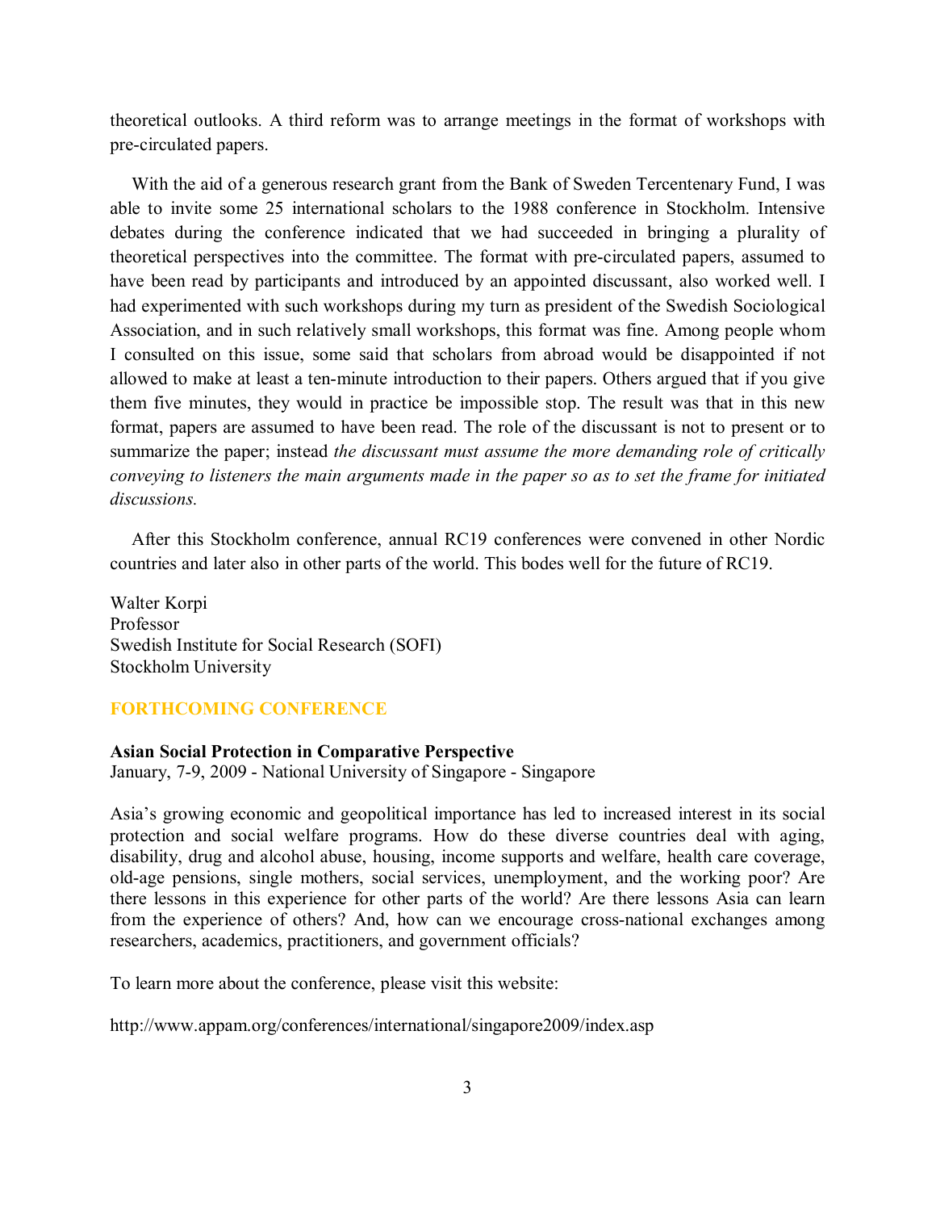theoretical outlooks. A third reform was to arrange meetings in the format of workshops with pre-circulated papers.

With the aid of a generous research grant from the Bank of Sweden Tercentenary Fund, I was able to invite some 25 international scholars to the 1988 conference in Stockholm. Intensive debates during the conference indicated that we had succeeded in bringing a plurality of theoretical perspectives into the committee. The format with pre-circulated papers, assumed to have been read by participants and introduced by an appointed discussant, also worked well. I had experimented with such workshops during my turn as president of the Swedish Sociological Association, and in such relatively small workshops, this format was fine. Among people whom I consulted on this issue, some said that scholars from abroad would be disappointed if not allowed to make at least a ten-minute introduction to their papers. Others argued that if you give them five minutes, they would in practice be impossible stop. The result was that in this new format, papers are assumed to have been read. The role of the discussant is not to present or to summarize the paper; instead *the discussant must assume the more demanding role of critically conveying to listeners the main arguments made in the paper so as to set the frame for initiated discussions.*

After this Stockholm conference, annual RC19 conferences were convened in other Nordic countries and later also in other parts of the world. This bodes well for the future of RC19.

Walter Korpi
Professor
Swedish Institute for Social Research (SOFI)
Stockholm University

## FORTHCOMING CONFERENCE

**Asian Social Protection in Comparative Perspective**
January, 7-9, 2009 - National University of Singapore - Singapore

Asia's growing economic and geopolitical importance has led to increased interest in its social protection and social welfare programs. How do these diverse countries deal with aging, disability, drug and alcohol abuse, housing, income supports and welfare, health care coverage, old-age pensions, single mothers, social services, unemployment, and the working poor? Are there lessons in this experience for other parts of the world? Are there lessons Asia can learn from the experience of others? And, how can we encourage cross-national exchanges among researchers, academics, practitioners, and government officials?

To learn more about the conference, please visit this website:

http://www.appam.org/conferences/international/singapore2009/index.asp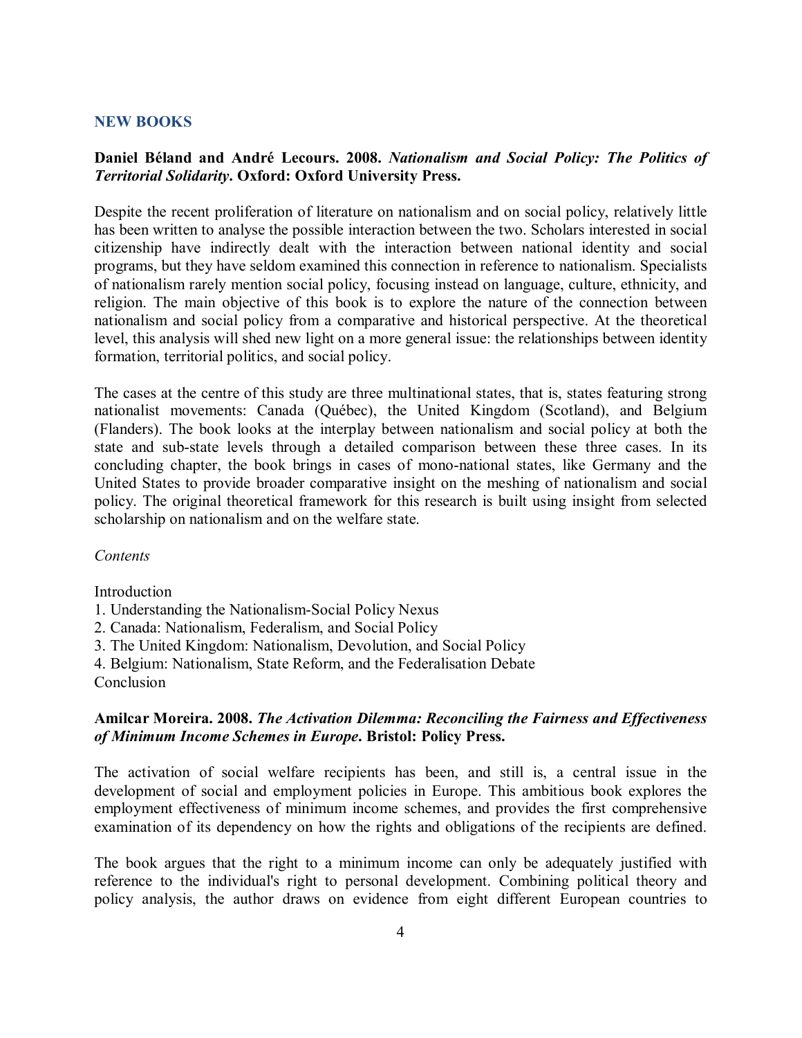## NEW BOOKS

**Daniel Béland and André Lecours. 2008. *Nationalism and Social Policy: The Politics of Territorial Solidarity*. Oxford: Oxford University Press.**

Despite the recent proliferation of literature on nationalism and on social policy, relatively little has been written to analyse the possible interaction between the two. Scholars interested in social citizenship have indirectly dealt with the interaction between national identity and social programs, but they have seldom examined this connection in reference to nationalism. Specialists of nationalism rarely mention social policy, focusing instead on language, culture, ethnicity, and religion. The main objective of this book is to explore the nature of the connection between nationalism and social policy from a comparative and historical perspective. At the theoretical level, this analysis will shed new light on a more general issue: the relationships between identity formation, territorial politics, and social policy.

The cases at the centre of this study are three multinational states, that is, states featuring strong nationalist movements: Canada (Québec), the United Kingdom (Scotland), and Belgium (Flanders). The book looks at the interplay between nationalism and social policy at both the state and sub-state levels through a detailed comparison between these three cases. In its concluding chapter, the book brings in cases of mono-national states, like Germany and the United States to provide broader comparative insight on the meshing of nationalism and social policy. The original theoretical framework for this research is built using insight from selected scholarship on nationalism and on the welfare state.

*Contents*

Introduction
1. Understanding the Nationalism-Social Policy Nexus
2. Canada: Nationalism, Federalism, and Social Policy
3. The United Kingdom: Nationalism, Devolution, and Social Policy
4. Belgium: Nationalism, State Reform, and the Federalisation Debate

Conclusion

**Amilcar Moreira. 2008. *The Activation Dilemma: Reconciling the Fairness and Effectiveness of Minimum Income Schemes in Europe*. Bristol: Policy Press.**

The activation of social welfare recipients has been, and still is, a central issue in the development of social and employment policies in Europe. This ambitious book explores the employment effectiveness of minimum income schemes, and provides the first comprehensive examination of its dependency on how the rights and obligations of the recipients are defined.

The book argues that the right to a minimum income can only be adequately justified with reference to the individual's right to personal development. Combining political theory and policy analysis, the author draws on evidence from eight different European countries to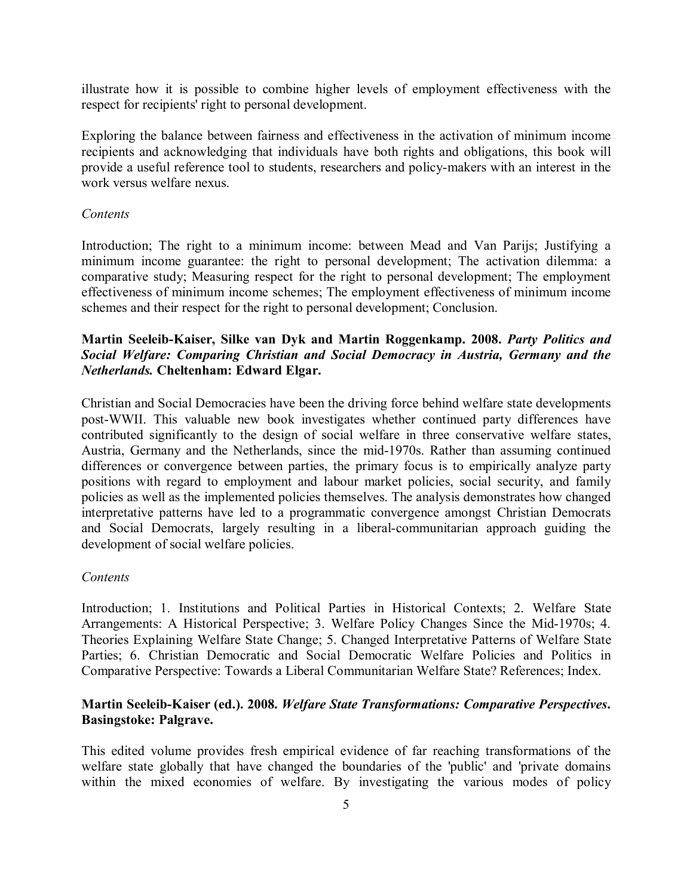illustrate how it is possible to combine higher levels of employment effectiveness with the respect for recipients' right to personal development.

Exploring the balance between fairness and effectiveness in the activation of minimum income recipients and acknowledging that individuals have both rights and obligations, this book will provide a useful reference tool to students, researchers and policy-makers with an interest in the work versus welfare nexus.

*Contents*

Introduction; The right to a minimum income: between Mead and Van Parijs; Justifying a minimum income guarantee: the right to personal development; The activation dilemma: a comparative study; Measuring respect for the right to personal development; The employment effectiveness of minimum income schemes; The employment effectiveness of minimum income schemes and their respect for the right to personal development; Conclusion.

**Martin Seeleib-Kaiser, Silke van Dyk and Martin Roggenkamp. 2008. *Party Politics and Social Welfare: Comparing Christian and Social Democracy in Austria, Germany and the Netherlands.* Cheltenham: Edward Elgar.**

Christian and Social Democracies have been the driving force behind welfare state developments post-WWII. This valuable new book investigates whether continued party differences have contributed significantly to the design of social welfare in three conservative welfare states, Austria, Germany and the Netherlands, since the mid-1970s. Rather than assuming continued differences or convergence between parties, the primary focus is to empirically analyze party positions with regard to employment and labour market policies, social security, and family policies as well as the implemented policies themselves. The analysis demonstrates how changed interpretative patterns have led to a programmatic convergence amongst Christian Democrats and Social Democrats, largely resulting in a liberal-communitarian approach guiding the development of social welfare policies.

*Contents*

Introduction; 1. Institutions and Political Parties in Historical Contexts; 2. Welfare State Arrangements: A Historical Perspective; 3. Welfare Policy Changes Since the Mid-1970s; 4. Theories Explaining Welfare State Change; 5. Changed Interpretative Patterns of Welfare State Parties; 6. Christian Democratic and Social Democratic Welfare Policies and Politics in Comparative Perspective: Towards a Liberal Communitarian Welfare State? References; Index.

**Martin Seeleib-Kaiser (ed.). 2008. *Welfare State Transformations: Comparative Perspectives*. Basingstoke: Palgrave.**

This edited volume provides fresh empirical evidence of far reaching transformations of the welfare state globally that have changed the boundaries of the 'public' and 'private domains within the mixed economies of welfare. By investigating the various modes of policy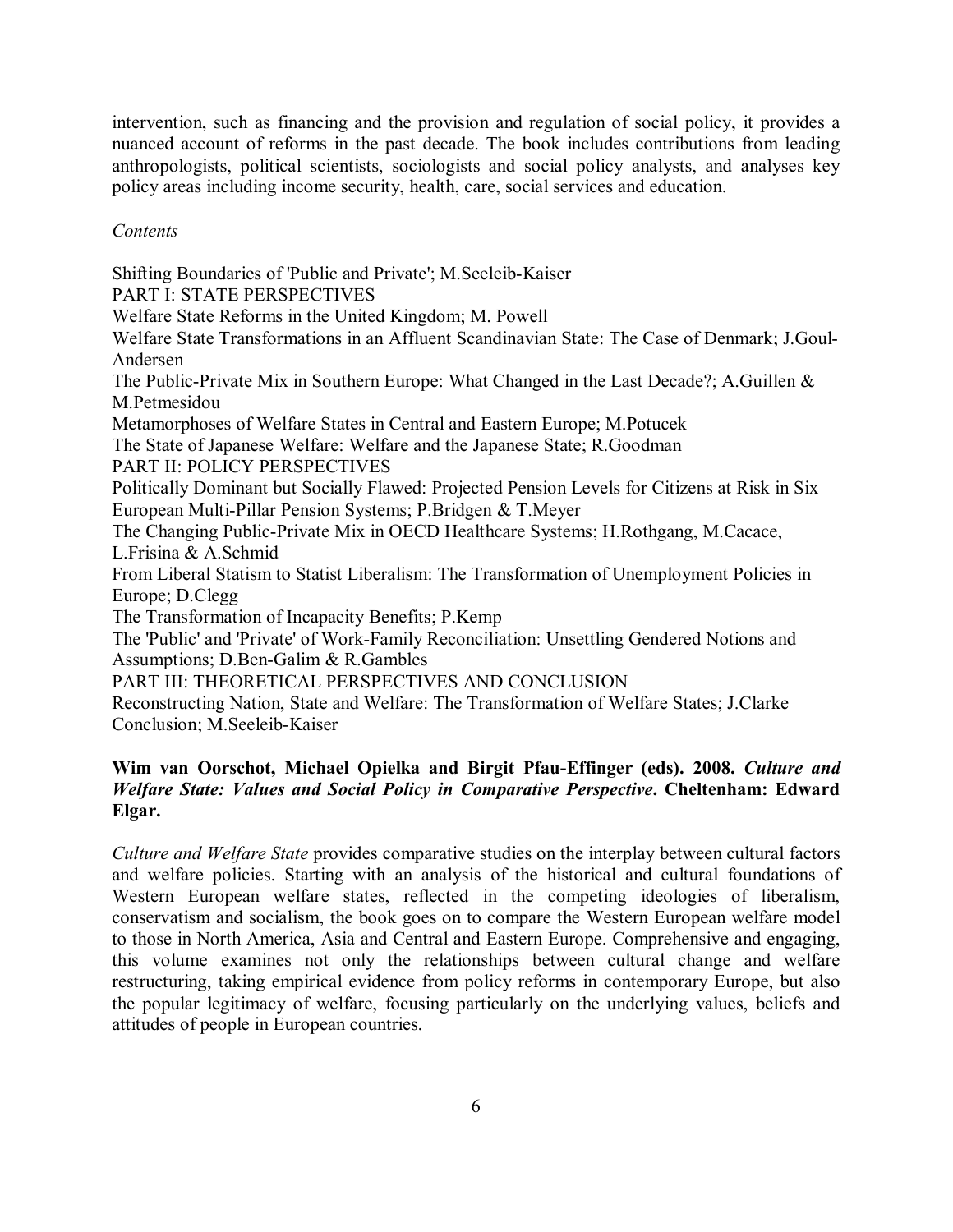intervention, such as financing and the provision and regulation of social policy, it provides a nuanced account of reforms in the past decade. The book includes contributions from leading anthropologists, political scientists, sociologists and social policy analysts, and analyses key policy areas including income security, health, care, social services and education.

*Contents*

Shifting Boundaries of 'Public and Private'; M.Seeleib-Kaiser
PART I: STATE PERSPECTIVES
Welfare State Reforms in the United Kingdom; M. Powell
Welfare State Transformations in an Affluent Scandinavian State: The Case of Denmark; J.Goul-Andersen
The Public-Private Mix in Southern Europe: What Changed in the Last Decade?; A.Guillen & M.Petmesidou
Metamorphoses of Welfare States in Central and Eastern Europe; M.Potucek
The State of Japanese Welfare: Welfare and the Japanese State; R.Goodman
PART II: POLICY PERSPECTIVES
Politically Dominant but Socially Flawed: Projected Pension Levels for Citizens at Risk in Six European Multi-Pillar Pension Systems; P.Bridgen & T.Meyer
The Changing Public-Private Mix in OECD Healthcare Systems; H.Rothgang, M.Cacace, L.Frisina & A.Schmid
From Liberal Statism to Statist Liberalism: The Transformation of Unemployment Policies in Europe; D.Clegg
The Transformation of Incapacity Benefits; P.Kemp
The 'Public' and 'Private' of Work-Family Reconciliation: Unsettling Gendered Notions and Assumptions; D.Ben-Galim & R.Gambles
PART III: THEORETICAL PERSPECTIVES AND CONCLUSION
Reconstructing Nation, State and Welfare: The Transformation of Welfare States; J.Clarke
Conclusion; M.Seeleib-Kaiser

**Wim van Oorschot, Michael Opielka and Birgit Pfau-Effinger (eds). 2008. *Culture and Welfare State: Values and Social Policy in Comparative Perspective*. Cheltenham: Edward Elgar.**

*Culture and Welfare State* provides comparative studies on the interplay between cultural factors and welfare policies. Starting with an analysis of the historical and cultural foundations of Western European welfare states, reflected in the competing ideologies of liberalism, conservatism and socialism, the book goes on to compare the Western European welfare model to those in North America, Asia and Central and Eastern Europe. Comprehensive and engaging, this volume examines not only the relationships between cultural change and welfare restructuring, taking empirical evidence from policy reforms in contemporary Europe, but also the popular legitimacy of welfare, focusing particularly on the underlying values, beliefs and attitudes of people in European countries.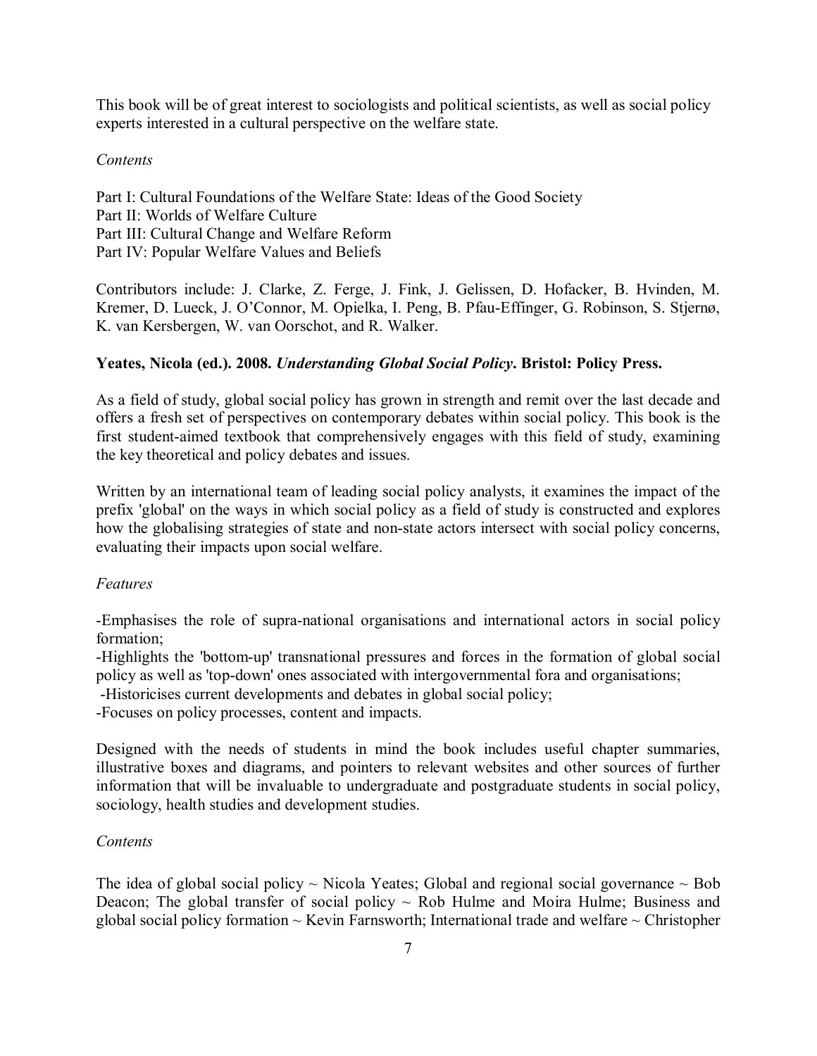This book will be of great interest to sociologists and political scientists, as well as social policy experts interested in a cultural perspective on the welfare state.

*Contents*

Part I: Cultural Foundations of the Welfare State: Ideas of the Good Society
Part II: Worlds of Welfare Culture
Part III: Cultural Change and Welfare Reform
Part IV: Popular Welfare Values and Beliefs

Contributors include: J. Clarke, Z. Ferge, J. Fink, J. Gelissen, D. Hofacker, B. Hvinden, M. Kremer, D. Lueck, J. O'Connor, M. Opielka, I. Peng, B. Pfau-Effinger, G. Robinson, S. Stjernø, K. van Kersbergen, W. van Oorschot, and R. Walker.

**Yeates, Nicola (ed.). 2008. *Understanding Global Social Policy*. Bristol: Policy Press.**

As a field of study, global social policy has grown in strength and remit over the last decade and offers a fresh set of perspectives on contemporary debates within social policy. This book is the first student-aimed textbook that comprehensively engages with this field of study, examining the key theoretical and policy debates and issues.

Written by an international team of leading social policy analysts, it examines the impact of the prefix 'global' on the ways in which social policy as a field of study is constructed and explores how the globalising strategies of state and non-state actors intersect with social policy concerns, evaluating their impacts upon social welfare.

*Features*

-Emphasises the role of supra-national organisations and international actors in social policy formation;
-Highlights the 'bottom-up' transnational pressures and forces in the formation of global social policy as well as 'top-down' ones associated with intergovernmental fora and organisations;
-Historicises current developments and debates in global social policy;
-Focuses on policy processes, content and impacts.

Designed with the needs of students in mind the book includes useful chapter summaries, illustrative boxes and diagrams, and pointers to relevant websites and other sources of further information that will be invaluable to undergraduate and postgraduate students in social policy, sociology, health studies and development studies.

*Contents*

The idea of global social policy ~ Nicola Yeates; Global and regional social governance ~ Bob Deacon; The global transfer of social policy ~ Rob Hulme and Moira Hulme; Business and global social policy formation ~ Kevin Farnsworth; International trade and welfare ~ Christopher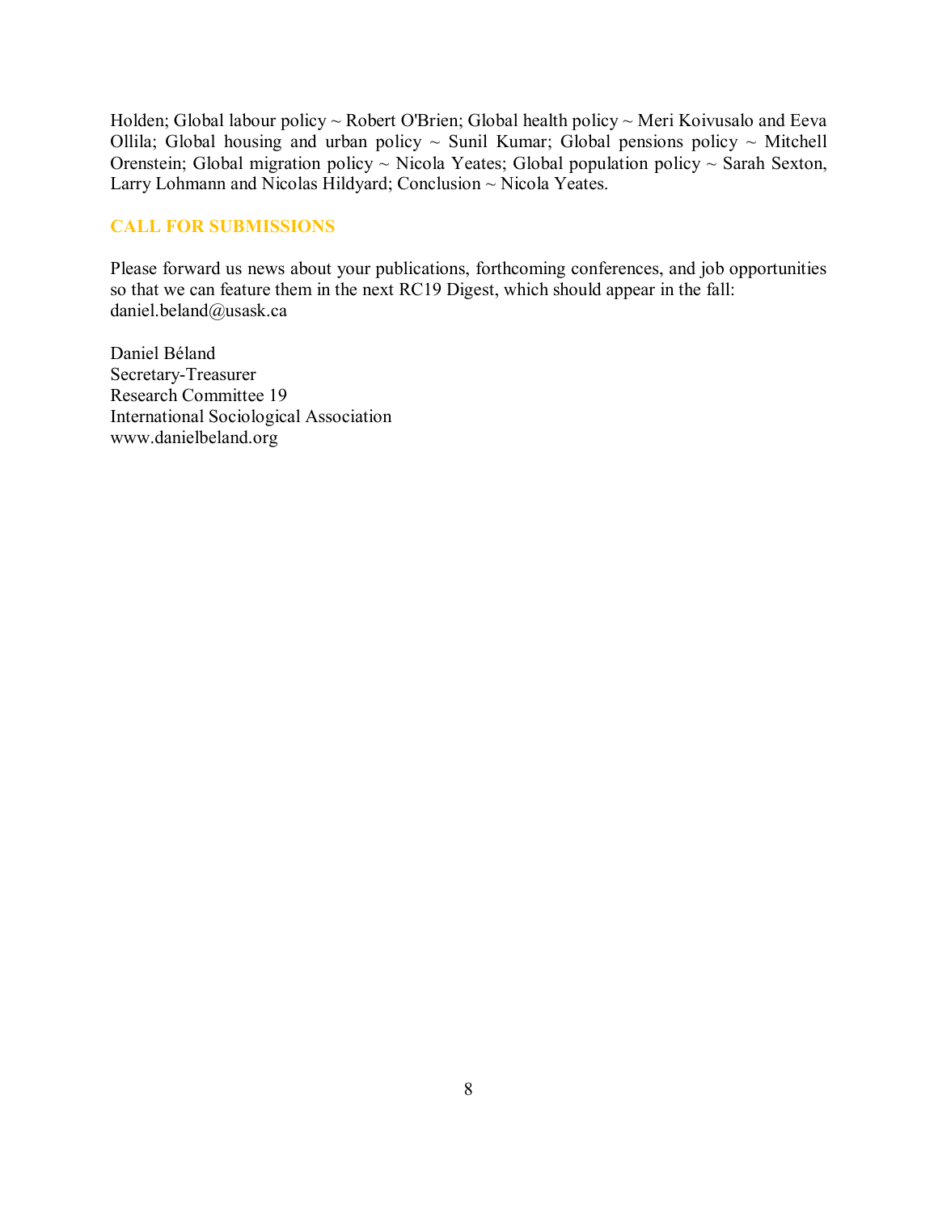Holden; Global labour policy ~ Robert O'Brien; Global health policy ~ Meri Koivusalo and Eeva Ollila; Global housing and urban policy ~ Sunil Kumar; Global pensions policy ~ Mitchell Orenstein; Global migration policy ~ Nicola Yeates; Global population policy ~ Sarah Sexton, Larry Lohmann and Nicolas Hildyard; Conclusion ~ Nicola Yeates.

## CALL FOR SUBMISSIONS

Please forward us news about your publications, forthcoming conferences, and job opportunities so that we can feature them in the next RC19 Digest, which should appear in the fall: daniel.beland@usask.ca

Daniel Béland
Secretary-Treasurer
Research Committee 19
International Sociological Association
www.danielbeland.org